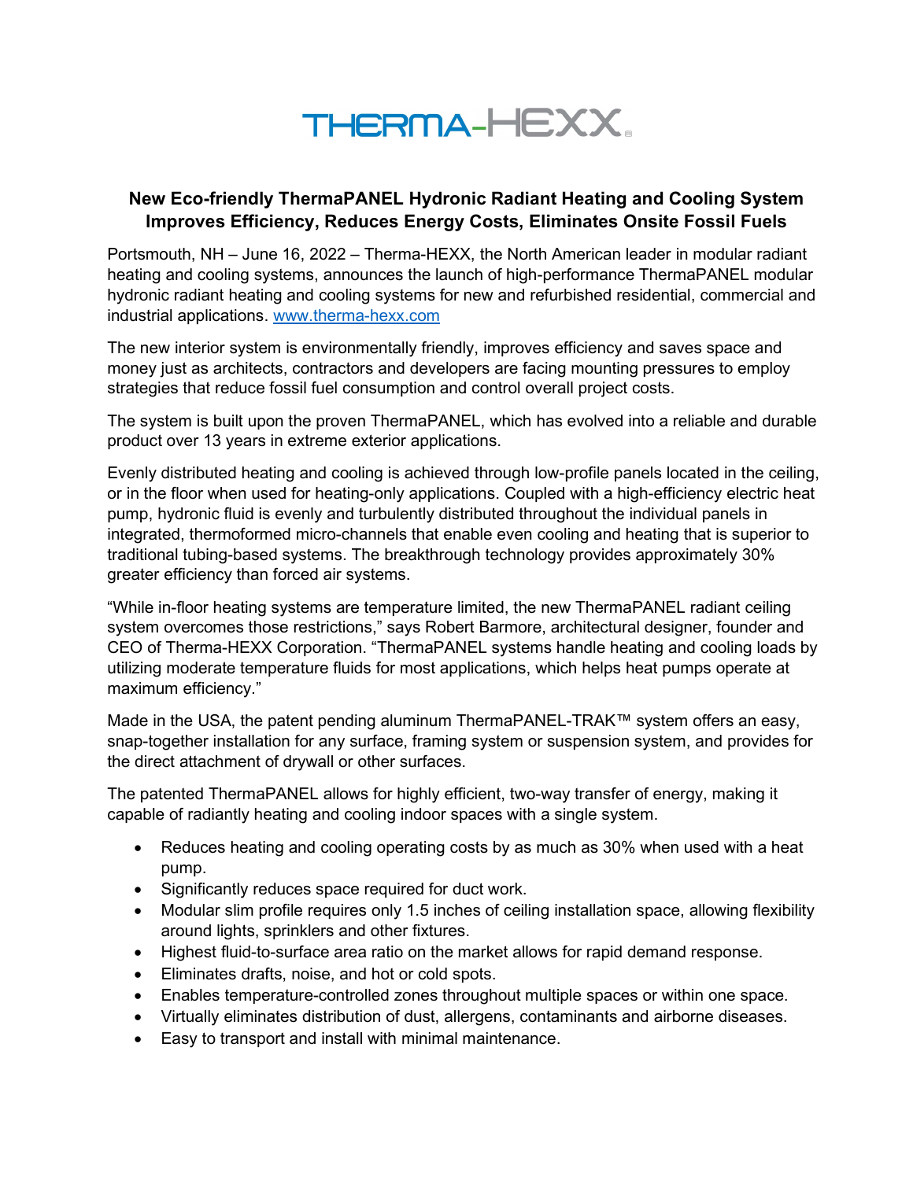THERMA-HEXX

## New Eco-friendly ThermaPANEL Hydronic Radiant Heating and Cooling System Improves Efficiency, Reduces Energy Costs, Eliminates Onsite Fossil Fuels

Portsmouth, NH – June 16, 2022 – Therma-HEXX, the North American leader in modular radiant heating and cooling systems, announces the launch of high-performance ThermaPANEL modular hydronic radiant heating and cooling systems for new and refurbished residential, commercial and industrial applications. [www.therma-hexx.com](http://www.therma-hexx.com)

The new interior system is environmentally friendly, improves efficiency and saves space and money just as architects, contractors and developers are facing mounting pressures to employ strategies that reduce fossil fuel consumption and control overall project costs.

The system is built upon the proven ThermaPANEL, which has evolved into a reliable and durable product over 13 years in extreme exterior applications.

Evenly distributed heating and cooling is achieved through low-profile panels located in the ceiling, or in the floor when used for heating-only applications. Coupled with a high-efficiency electric heat pump, hydronic fluid is evenly and turbulently distributed throughout the individual panels in integrated, thermoformed micro-channels that enable even cooling and heating that is superior to traditional tubing-based systems. The breakthrough technology provides approximately 30% greater efficiency than forced air systems.

"While in-floor heating systems are temperature limited, the new ThermaPANEL radiant ceiling system overcomes those restrictions," says Robert Barmore, architectural designer, founder and CEO of Therma-HEXX Corporation. "ThermaPANEL systems handle heating and cooling loads by utilizing moderate temperature fluids for most applications, which helps heat pumps operate at maximum efficiency."

Made in the USA, the patent pending aluminum ThermaPANEL-TRAK™ system offers an easy, snap-together installation for any surface, framing system or suspension system, and provides for the direct attachment of drywall or other surfaces.

The patented ThermaPANEL allows for highly efficient, two-way transfer of energy, making it capable of radiantly heating and cooling indoor spaces with a single system.

- Reduces heating and cooling operating costs by as much as 30% when used with a heat pump.
- Significantly reduces space required for duct work.
- Modular slim profile requires only 1.5 inches of ceiling installation space, allowing flexibility around lights, sprinklers and other fixtures.
- Highest fluid-to-surface area ratio on the market allows for rapid demand response.
- Eliminates drafts, noise, and hot or cold spots.
- Enables temperature-controlled zones throughout multiple spaces or within one space.
- Virtually eliminates distribution of dust, allergens, contaminants and airborne diseases.
- Easy to transport and install with minimal maintenance.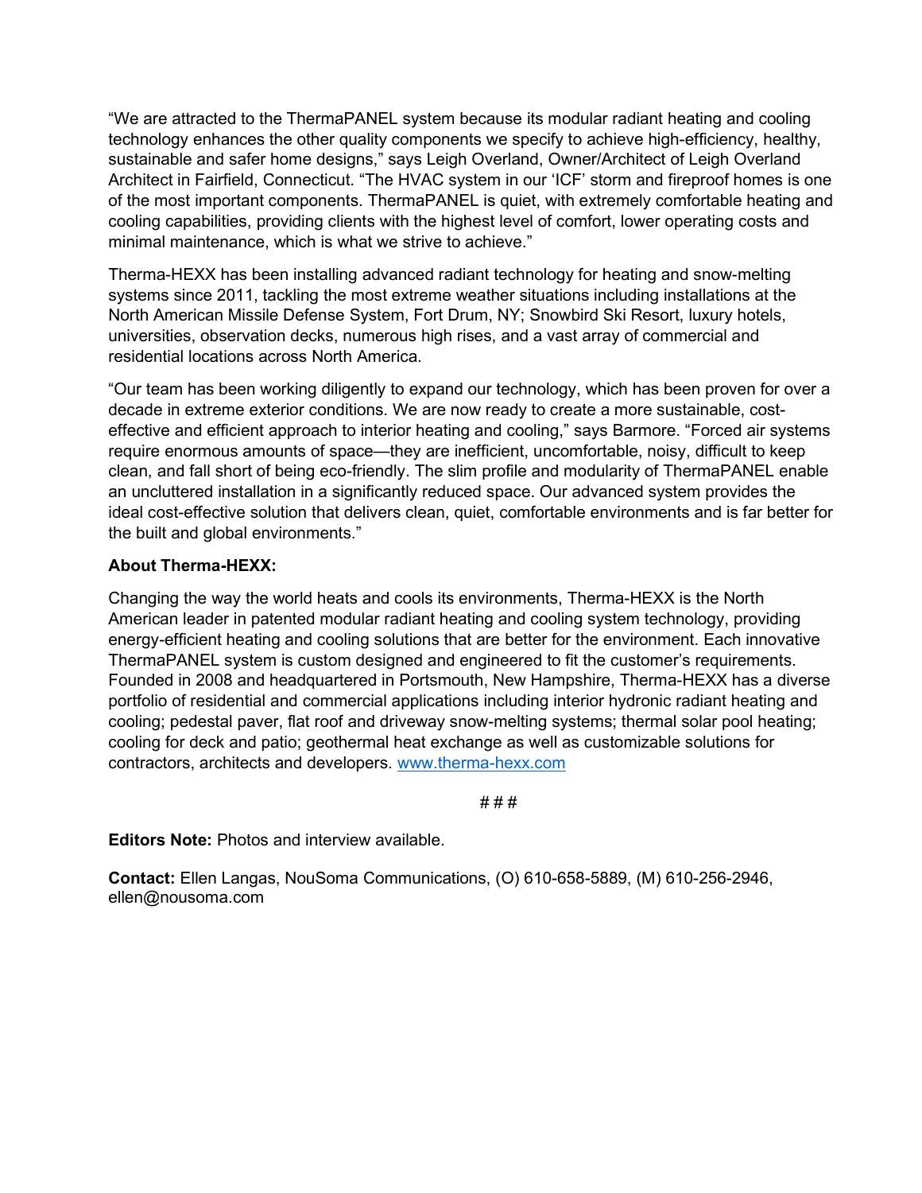"We are attracted to the ThermaPANEL system because its modular radiant heating and cooling technology enhances the other quality components we specify to achieve high-efficiency, healthy, sustainable and safer home designs," says Leigh Overland, Owner/Architect of Leigh Overland Architect in Fairfield, Connecticut. "The HVAC system in our 'ICF' storm and fireproof homes is one of the most important components. ThermaPANEL is quiet, with extremely comfortable heating and cooling capabilities, providing clients with the highest level of comfort, lower operating costs and minimal maintenance, which is what we strive to achieve."

Therma-HEXX has been installing advanced radiant technology for heating and snow-melting systems since 2011, tackling the most extreme weather situations including installations at the North American Missile Defense System, Fort Drum, NY; Snowbird Ski Resort, luxury hotels, universities, observation decks, numerous high rises, and a vast array of commercial and residential locations across North America.

"Our team has been working diligently to expand our technology, which has been proven for over a decade in extreme exterior conditions. We are now ready to create a more sustainable, cost-effective and efficient approach to interior heating and cooling," says Barmore. "Forced air systems require enormous amounts of space—they are inefficient, uncomfortable, noisy, difficult to keep clean, and fall short of being eco-friendly. The slim profile and modularity of ThermaPANEL enable an uncluttered installation in a significantly reduced space. Our advanced system provides the ideal cost-effective solution that delivers clean, quiet, comfortable environments and is far better for the built and global environments."

**About Therma-HEXX:**

Changing the way the world heats and cools its environments, Therma-HEXX is the North American leader in patented modular radiant heating and cooling system technology, providing energy-efficient heating and cooling solutions that are better for the environment. Each innovative ThermaPANEL system is custom designed and engineered to fit the customer's requirements. Founded in 2008 and headquartered in Portsmouth, New Hampshire, Therma-HEXX has a diverse portfolio of residential and commercial applications including interior hydronic radiant heating and cooling; pedestal paver, flat roof and driveway snow-melting systems; thermal solar pool heating; cooling for deck and patio; geothermal heat exchange as well as customizable solutions for contractors, architects and developers. www.therma-hexx.com

# # #

**Editors Note:** Photos and interview available.

**Contact:** Ellen Langas, NouSoma Communications, (O) 610-658-5889, (M) 610-256-2946, ellen@nousoma.com